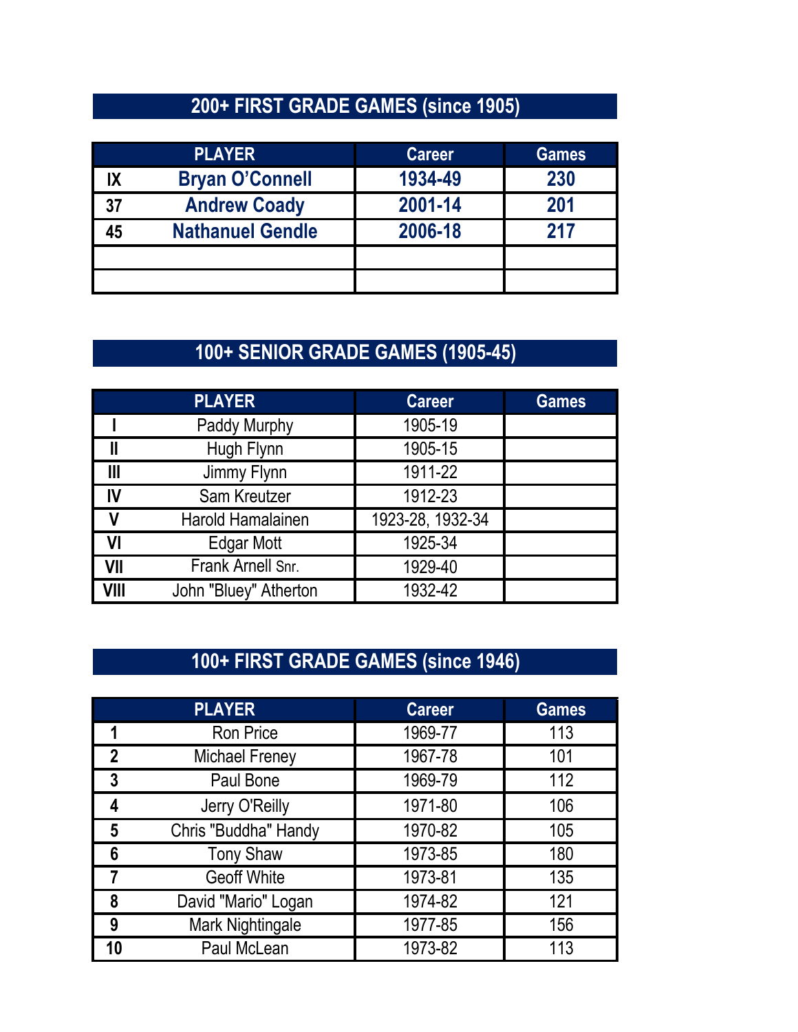## 200+ FIRST GRADE GAMES (since 1905)

| | PLAYER | Career | Games |
|---|---|---|---|
| IX | **Bryan O'Connell** | **1934-49** | **230** |
| 37 | **Andrew Coady** | **2001-14** | **201** |
| 45 | **Nathanuel Gendle** | **2006-18** | **217** |
| | | | |
| | | | |

## 100+ SENIOR GRADE GAMES (1905-45)

| | PLAYER | Career | Games |
|---|---|---|---|
| I | Paddy Murphy | 1905-19 | |
| II | Hugh Flynn | 1905-15 | |
| III | Jimmy Flynn | 1911-22 | |
| IV | Sam Kreutzer | 1912-23 | |
| V | Harold Hamalainen | 1923-28, 1932-34 | |
| VI | Edgar Mott | 1925-34 | |
| VII | Frank Arnell Snr. | 1929-40 | |
| VIII | John "Bluey" Atherton | 1932-42 | |

## 100+ FIRST GRADE GAMES (since 1946)

| | PLAYER | Career | Games |
|---|---|---|---|
| 1 | Ron Price | 1969-77 | 113 |
| 2 | Michael Freney | 1967-78 | 101 |
| 3 | Paul Bone | 1969-79 | 112 |
| 4 | Jerry O'Reilly | 1971-80 | 106 |
| 5 | Chris "Buddha" Handy | 1970-82 | 105 |
| 6 | Tony Shaw | 1973-85 | 180 |
| 7 | Geoff White | 1973-81 | 135 |
| 8 | David "Mario" Logan | 1974-82 | 121 |
| 9 | Mark Nightingale | 1977-85 | 156 |
| 10 | Paul McLean | 1973-82 | 113 |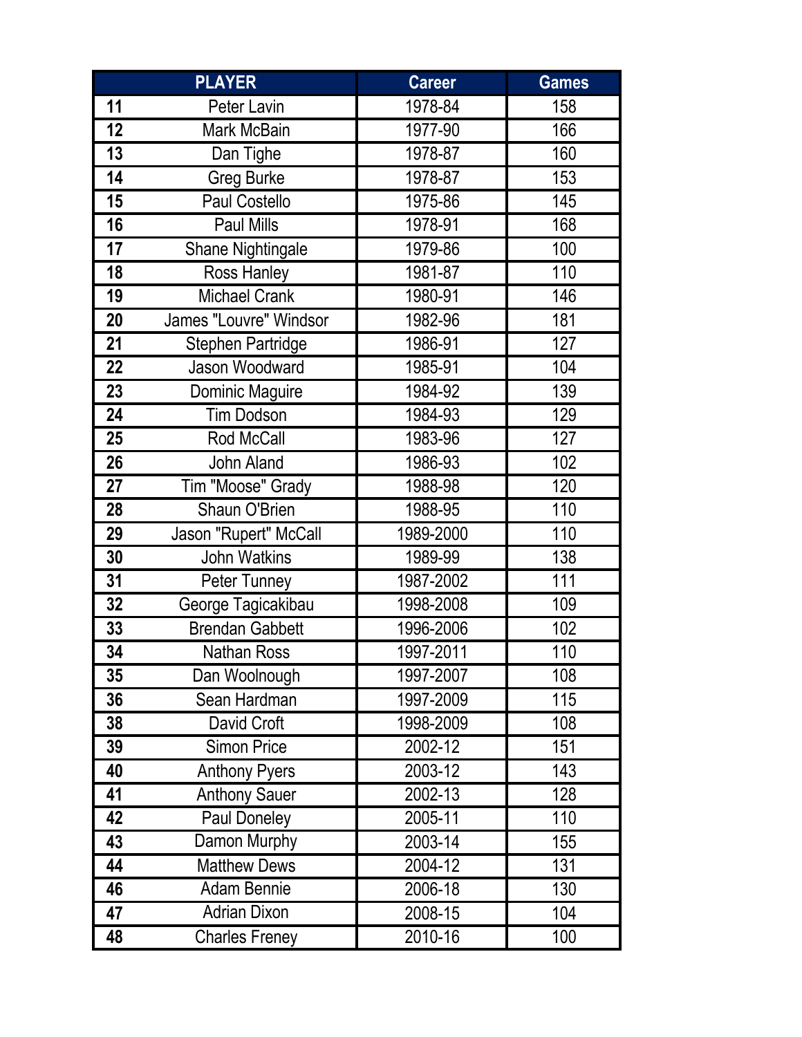| | PLAYER | Career | Games |
|---|---|---|---|
| 11 | Peter Lavin | 1978-84 | 158 |
| 12 | Mark McBain | 1977-90 | 166 |
| 13 | Dan Tighe | 1978-87 | 160 |
| 14 | Greg Burke | 1978-87 | 153 |
| 15 | Paul Costello | 1975-86 | 145 |
| 16 | Paul Mills | 1978-91 | 168 |
| 17 | Shane Nightingale | 1979-86 | 100 |
| 18 | Ross Hanley | 1981-87 | 110 |
| 19 | Michael Crank | 1980-91 | 146 |
| 20 | James "Louvre" Windsor | 1982-96 | 181 |
| 21 | Stephen Partridge | 1986-91 | 127 |
| 22 | Jason Woodward | 1985-91 | 104 |
| 23 | Dominic Maguire | 1984-92 | 139 |
| 24 | Tim Dodson | 1984-93 | 129 |
| 25 | Rod McCall | 1983-96 | 127 |
| 26 | John Aland | 1986-93 | 102 |
| 27 | Tim "Moose" Grady | 1988-98 | 120 |
| 28 | Shaun O'Brien | 1988-95 | 110 |
| 29 | Jason "Rupert" McCall | 1989-2000 | 110 |
| 30 | John Watkins | 1989-99 | 138 |
| 31 | Peter Tunney | 1987-2002 | 111 |
| 32 | George Tagicakibau | 1998-2008 | 109 |
| 33 | Brendan Gabbett | 1996-2006 | 102 |
| 34 | Nathan Ross | 1997-2011 | 110 |
| 35 | Dan Woolnough | 1997-2007 | 108 |
| 36 | Sean Hardman | 1997-2009 | 115 |
| 38 | David Croft | 1998-2009 | 108 |
| 39 | Simon Price | 2002-12 | 151 |
| 40 | Anthony Pyers | 2003-12 | 143 |
| 41 | Anthony Sauer | 2002-13 | 128 |
| 42 | Paul Doneley | 2005-11 | 110 |
| 43 | Damon Murphy | 2003-14 | 155 |
| 44 | Matthew Dews | 2004-12 | 131 |
| 46 | Adam Bennie | 2006-18 | 130 |
| 47 | Adrian Dixon | 2008-15 | 104 |
| 48 | Charles Freney | 2010-16 | 100 |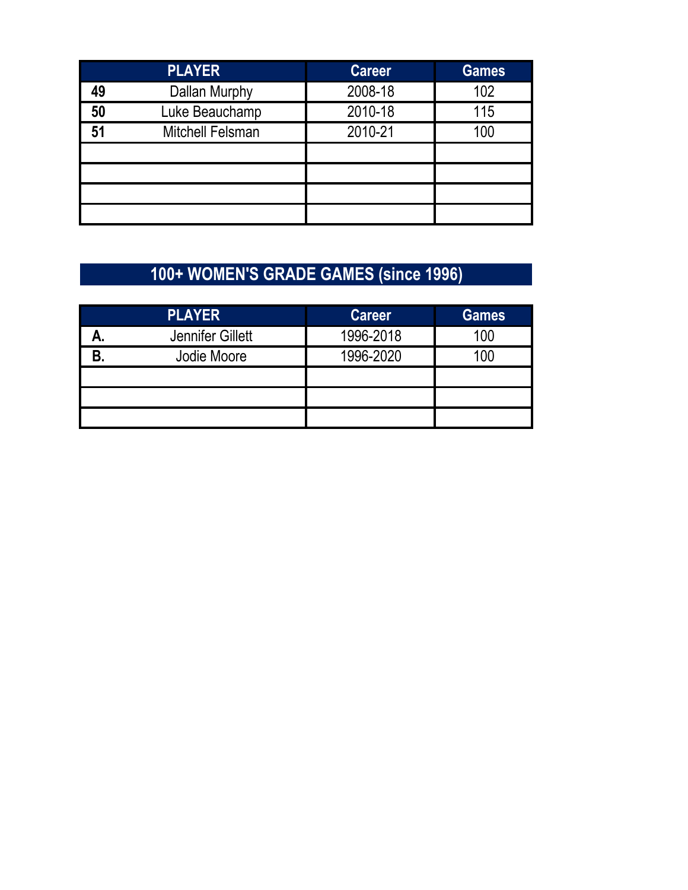| | PLAYER | Career | Games |
|---|---|---|---|
| **49** | Dallan Murphy | 2008-18 | 102 |
| **50** | Luke Beauchamp | 2010-18 | 115 |
| **51** | Mitchell Felsman | 2010-21 | 100 |
| | | | |
| | | | |
| | | | |
| | | | |

## 100+ WOMEN'S GRADE GAMES (since 1996)

| | PLAYER | Career | Games |
|---|---|---|---|
| **A.** | Jennifer Gillett | 1996-2018 | 100 |
| **B.** | Jodie Moore | 1996-2020 | 100 |
| | | | |
| | | | |
| | | | |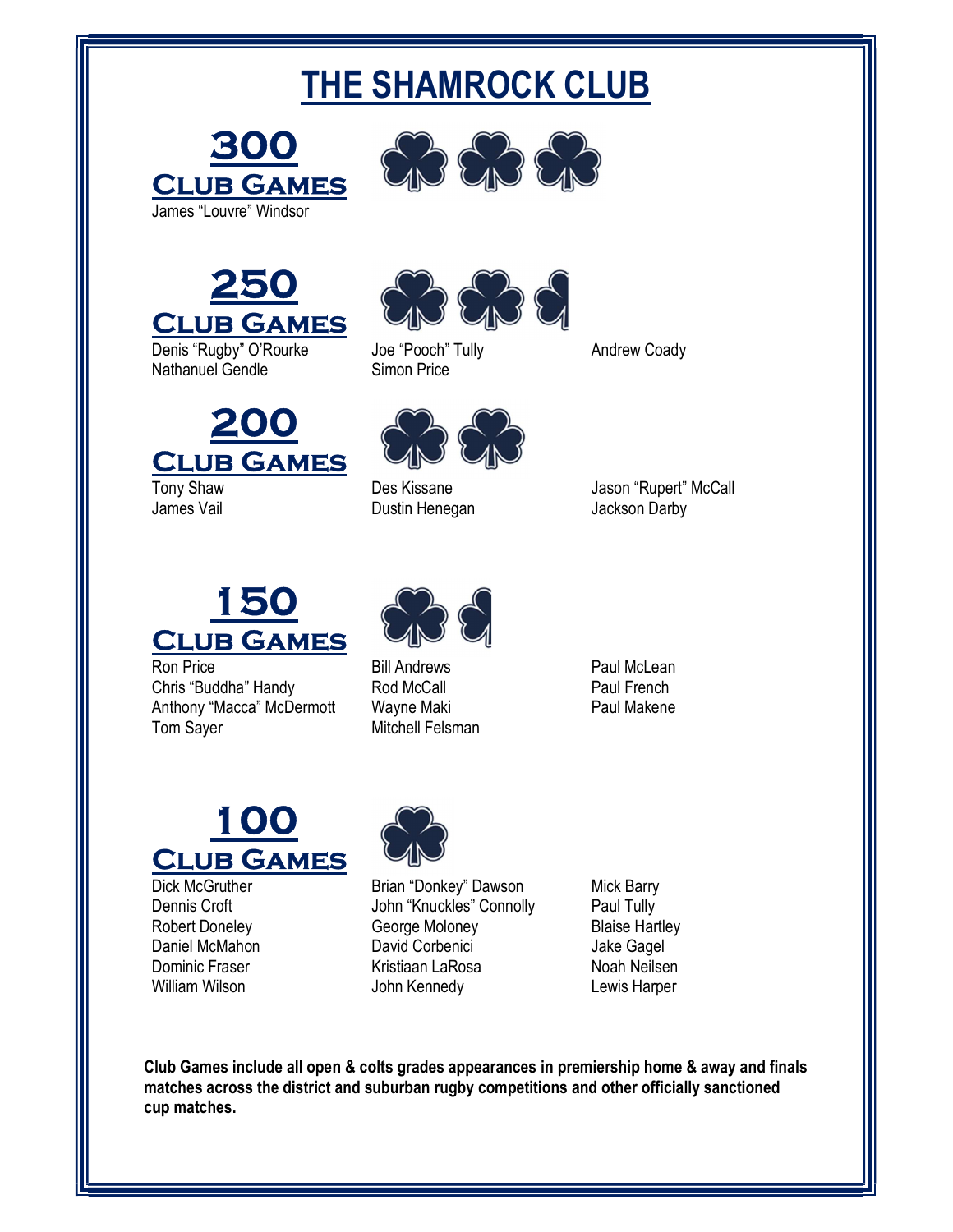# THE SHAMROCK CLUB

## 300 Club Games

James "Louvre" Windsor

## 250 Club Games

Denis "Rugby" O'Rourke
Nathanuel Gendle
Joe "Pooch" Tully
Simon Price
Andrew Coady

## 200 Club Games

Tony Shaw
James Vail
Des Kissane
Dustin Henegan
Jason "Rupert" McCall
Jackson Darby

## 150 Club Games

Ron Price
Chris "Buddha" Handy
Anthony "Macca" McDermott
Tom Sayer
Bill Andrews
Rod McCall
Wayne Maki
Mitchell Felsman
Paul McLean
Paul French
Paul Makene

## 100 Club Games

Dick McGruther
Dennis Croft
Robert Doneley
Daniel McMahon
Dominic Fraser
William Wilson
Brian "Donkey" Dawson
John "Knuckles" Connolly
George Moloney
David Corbenici
Kristiaan LaRosa
John Kennedy
Mick Barry
Paul Tully
Blaise Hartley
Jake Gagel
Noah Neilsen
Lewis Harper

**Club Games include all open & colts grades appearances in premiership home & away and finals matches across the district and suburban rugby competitions and other officially sanctioned cup matches.**